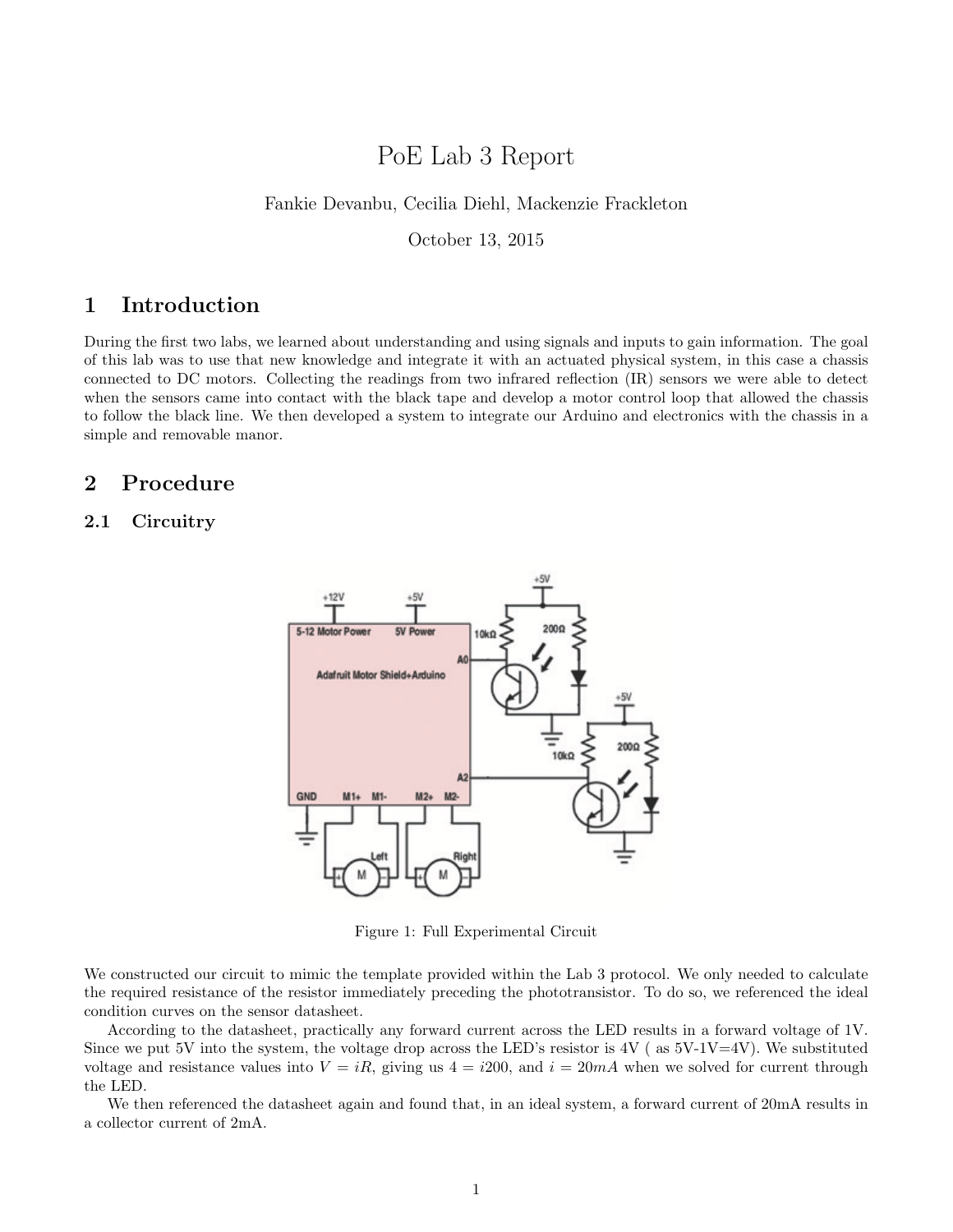# PoE Lab 3 Report

Fankie Devanbu, Cecilia Diehl, Mackenzie Frackleton

October 13, 2015

## 1 Introduction

During the first two labs, we learned about understanding and using signals and inputs to gain information. The goal of this lab was to use that new knowledge and integrate it with an actuated physical system, in this case a chassis connected to DC motors. Collecting the readings from two infrared reflection (IR) sensors we were able to detect when the sensors came into contact with the black tape and develop a motor control loop that allowed the chassis to follow the black line. We then developed a system to integrate our Arduino and electronics with the chassis in a simple and removable manor.

## 2 Procedure

### 2.1 Circuitry

Figure 1: Full Experimental Circuit

We constructed our circuit to mimic the template provided within the Lab 3 protocol. We only needed to calculate the required resistance of the resistor immediately preceding the phototransistor. To do so, we referenced the ideal condition curves on the sensor datasheet.

According to the datasheet, practically any forward current across the LED results in a forward voltage of 1V. Since we put 5V into the system, the voltage drop across the LED's resistor is 4V ( as 5V-1V=4V). We substituted voltage and resistance values into $V = iR$, giving us $4 = i200$, and $i = 20mA$ when we solved for current through the LED.

We then referenced the datasheet again and found that, in an ideal system, a forward current of 20mA results in a collector current of 2mA.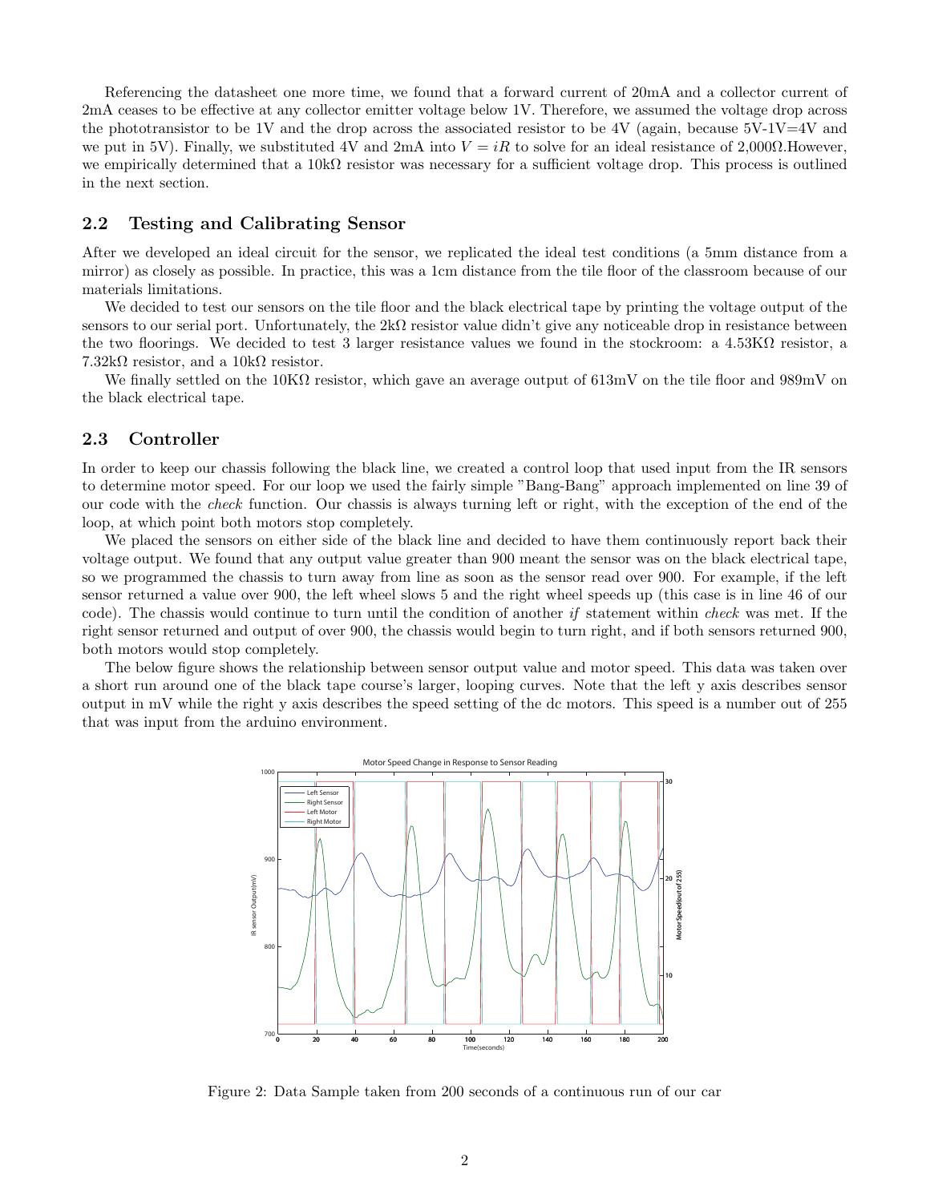Referencing the datasheet one more time, we found that a forward current of 20mA and a collector current of 2mA ceases to be effective at any collector emitter voltage below 1V. Therefore, we assumed the voltage drop across the phototransistor to be 1V and the drop across the associated resistor to be 4V (again, because 5V-1V=4V and we put in 5V). Finally, we substituted 4V and 2mA into $V = iR$ to solve for an ideal resistance of 2,000Ω.However, we empirically determined that a 10kΩ resistor was necessary for a sufficient voltage drop. This process is outlined in the next section.

### 2.2 Testing and Calibrating Sensor

After we developed an ideal circuit for the sensor, we replicated the ideal test conditions (a 5mm distance from a mirror) as closely as possible. In practice, this was a 1cm distance from the tile floor of the classroom because of our materials limitations.

We decided to test our sensors on the tile floor and the black electrical tape by printing the voltage output of the sensors to our serial port. Unfortunately, the 2kΩ resistor value didn't give any noticeable drop in resistance between the two floorings. We decided to test 3 larger resistance values we found in the stockroom: a 4.53KΩ resistor, a 7.32kΩ resistor, and a 10kΩ resistor.

We finally settled on the 10KΩ resistor, which gave an average output of 613mV on the tile floor and 989mV on the black electrical tape.

### 2.3 Controller

In order to keep our chassis following the black line, we created a control loop that used input from the IR sensors to determine motor speed. For our loop we used the fairly simple "Bang-Bang" approach implemented on line 39 of our code with the *check* function. Our chassis is always turning left or right, with the exception of the end of the loop, at which point both motors stop completely.

We placed the sensors on either side of the black line and decided to have them continuously report back their voltage output. We found that any output value greater than 900 meant the sensor was on the black electrical tape, so we programmed the chassis to turn away from line as soon as the sensor read over 900. For example, if the left sensor returned a value over 900, the left wheel slows 5 and the right wheel speeds up (this case is in line 46 of our code). The chassis would continue to turn until the condition of another *if* statement within *check* was met. If the right sensor returned and output of over 900, the chassis would begin to turn right, and if both sensors returned 900, both motors would stop completely.

The below figure shows the relationship between sensor output value and motor speed. This data was taken over a short run around one of the black tape course's larger, looping curves. Note that the left y axis describes sensor output in mV while the right y axis describes the speed setting of the dc motors. This speed is a number out of 255 that was input from the arduino environment.

Figure 2: Data Sample taken from 200 seconds of a continuous run of our car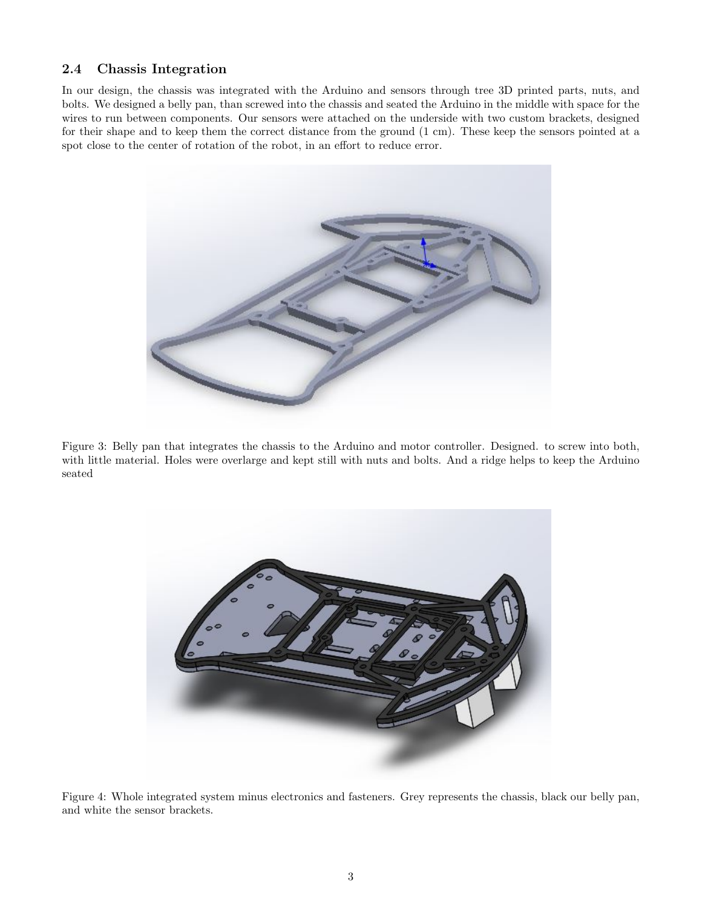## 2.4 Chassis Integration

In our design, the chassis was integrated with the Arduino and sensors through tree 3D printed parts, nuts, and bolts. We designed a belly pan, than screwed into the chassis and seated the Arduino in the middle with space for the wires to run between components. Our sensors were attached on the underside with two custom brackets, designed for their shape and to keep them the correct distance from the ground (1 cm). These keep the sensors pointed at a spot close to the center of rotation of the robot, in an effort to reduce error.

Figure 3: Belly pan that integrates the chassis to the Arduino and motor controller. Designed. to screw into both, with little material. Holes were overlarge and kept still with nuts and bolts. And a ridge helps to keep the Arduino seated

Figure 4: Whole integrated system minus electronics and fasteners. Grey represents the chassis, black our belly pan, and white the sensor brackets.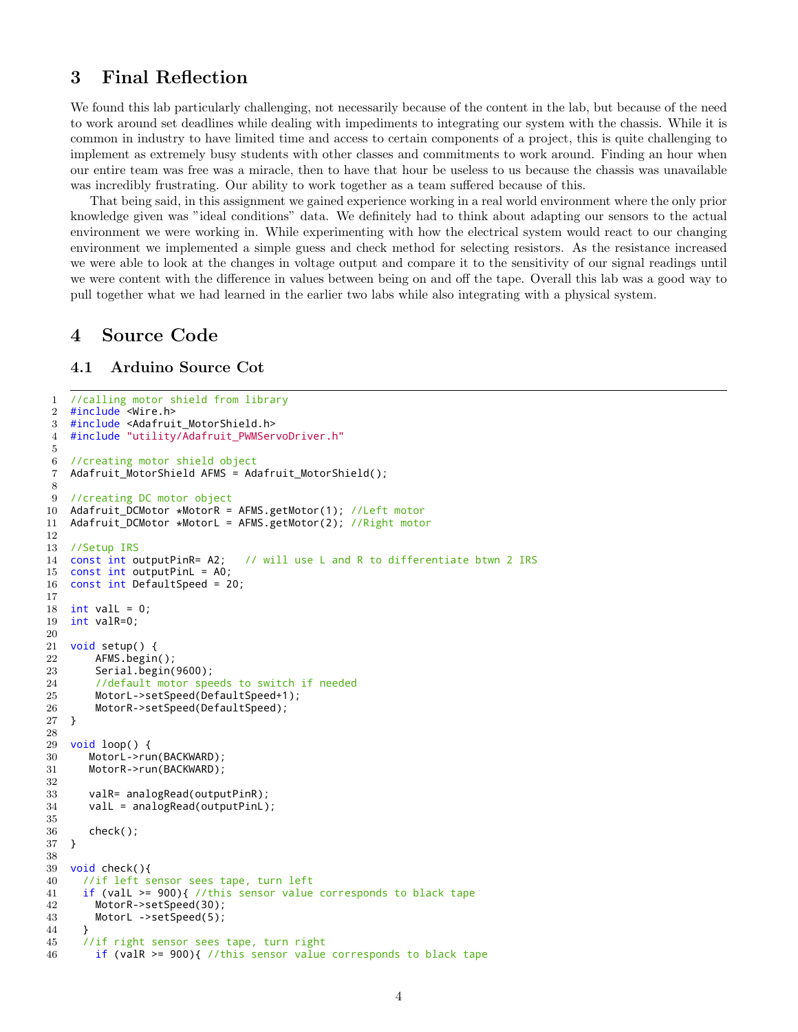# 3 Final Reflection

We found this lab particularly challenging, not necessarily because of the content in the lab, but because of the need to work around set deadlines while dealing with impediments to integrating our system with the chassis. While it is common in industry to have limited time and access to certain components of a project, this is quite challenging to implement as extremely busy students with other classes and commitments to work around. Finding an hour when our entire team was free was a miracle, then to have that hour be useless to us because the chassis was unavailable was incredibly frustrating. Our ability to work together as a team suffered because of this.

That being said, in this assignment we gained experience working in a real world environment where the only prior knowledge given was "ideal conditions" data. We definitely had to think about adapting our sensors to the actual environment we were working in. While experimenting with how the electrical system would react to our changing environment we implemented a simple guess and check method for selecting resistors. As the resistance increased we were able to look at the changes in voltage output and compare it to the sensitivity of our signal readings until we were content with the difference in values between being on and off the tape. Overall this lab was a good way to pull together what we had learned in the earlier two labs while also integrating with a physical system.

# 4 Source Code

## 4.1 Arduino Source Cot

```
//calling motor shield from library
#include <Wire.h>
#include <Adafruit_MotorShield.h>
#include "utility/Adafruit_PWMServoDriver.h"

//creating motor shield object
Adafruit_MotorShield AFMS = Adafruit_MotorShield();

//creating DC motor object
Adafruit_DCMotor *MotorR = AFMS.getMotor(1); //Left motor
Adafruit_DCMotor *MotorL = AFMS.getMotor(2); //Right motor

//Setup IRS
const int outputPinR= A2;   // will use L and R to differentiate btwn 2 IRS
const int outputPinL = A0;
const int DefaultSpeed = 20;

int valL = 0;
int valR=0;

void setup() {
    AFMS.begin();
    Serial.begin(9600);
    //default motor speeds to switch if needed
    MotorL->setSpeed(DefaultSpeed+1);
    MotorR->setSpeed(DefaultSpeed);
}

void loop() {
   MotorL->run(BACKWARD);
   MotorR->run(BACKWARD);

   valR= analogRead(outputPinR);
   valL = analogRead(outputPinL);

   check();
}

void check(){
  //if left sensor sees tape, turn left
  if (valL >= 900){ //this sensor value corresponds to black tape
    MotorR->setSpeed(30);
    MotorL ->setSpeed(5);
  }
  //if right sensor sees tape, turn right
    if (valR >= 900){ //this sensor value corresponds to black tape
```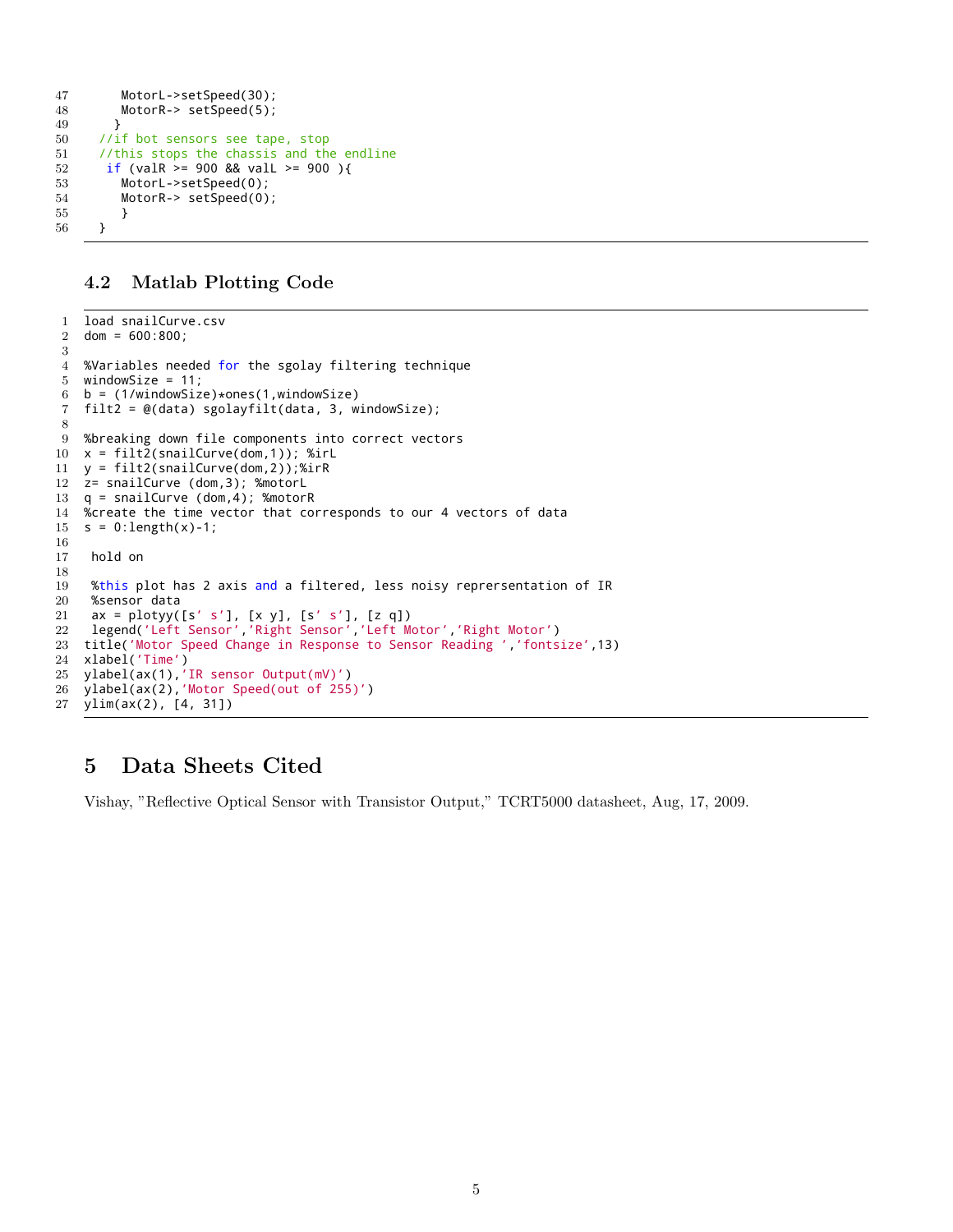```
      MotorL->setSpeed(30);
      MotorR-> setSpeed(5);
     }
   //if bot sensors see tape, stop
   //this stops the chassis and the endline
    if (valR >= 900 && valL >= 900 ){
      MotorL->setSpeed(0);
      MotorR-> setSpeed(0);
      }
  }
```

### 4.2 Matlab Plotting Code

```
load snailCurve.csv
dom = 600:800;

%Variables needed for the sgolay filtering technique
windowSize = 11;
b = (1/windowSize)*ones(1,windowSize)
filt2 = @(data) sgolayfilt(data, 3, windowSize);

%breaking down file components into correct vectors
x = filt2(snailCurve(dom,1)); %irL
y = filt2(snailCurve(dom,2));%irR
z= snailCurve (dom,3); %motorL
q = snailCurve (dom,4); %motorR
%create the time vector that corresponds to our 4 vectors of data
s = 0:length(x)-1;

 hold on

 %this plot has 2 axis and a filtered, less noisy reprersentation of IR
 %sensor data
 ax = plotyy([s' s'], [x y], [s' s'], [z q])
 legend('Left Sensor','Right Sensor','Left Motor','Right Motor')
title('Motor Speed Change in Response to Sensor Reading ','fontsize',13)
xlabel('Time')
ylabel(ax(1),'IR sensor Output(mV)')
ylabel(ax(2),'Motor Speed(out of 255)')
ylim(ax(2), [4, 31])
```

## 5 Data Sheets Cited

Vishay, "Reflective Optical Sensor with Transistor Output," TCRT5000 datasheet, Aug, 17, 2009.